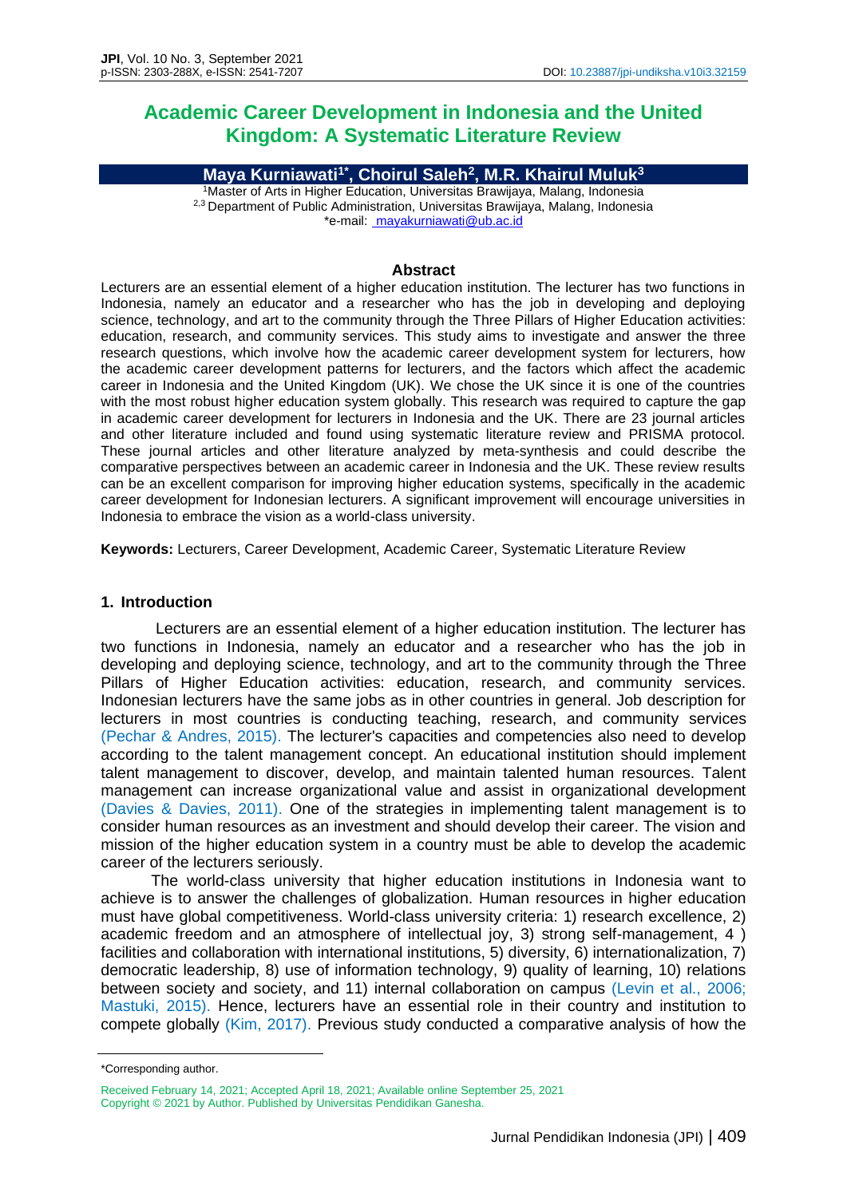# Academic Career Development in Indonesia and the United Kingdom: A Systematic Literature Review

**Maya Kurniawati[1*], Choirul Saleh[2], M.R. Khairul Muluk[3]**

[1]Master of Arts in Higher Education, Universitas Brawijaya, Malang, Indonesia
[2,3] Department of Public Administration, Universitas Brawijaya, Malang, Indonesia
*e-mail: mayakurniawati@ub.ac.id

## Abstract

Lecturers are an essential element of a higher education institution. The lecturer has two functions in Indonesia, namely an educator and a researcher who has the job in developing and deploying science, technology, and art to the community through the Three Pillars of Higher Education activities: education, research, and community services. This study aims to investigate and answer the three research questions, which involve how the academic career development system for lecturers, how the academic career development patterns for lecturers, and the factors which affect the academic career in Indonesia and the United Kingdom (UK). We chose the UK since it is one of the countries with the most robust higher education system globally. This research was required to capture the gap in academic career development for lecturers in Indonesia and the UK. There are 23 journal articles and other literature included and found using systematic literature review and PRISMA protocol. These journal articles and other literature analyzed by meta-synthesis and could describe the comparative perspectives between an academic career in Indonesia and the UK. These review results can be an excellent comparison for improving higher education systems, specifically in the academic career development for Indonesian lecturers. A significant improvement will encourage universities in Indonesia to embrace the vision as a world-class university.

**Keywords:** Lecturers, Career Development, Academic Career, Systematic Literature Review

## 1. Introduction

Lecturers are an essential element of a higher education institution. The lecturer has two functions in Indonesia, namely an educator and a researcher who has the job in developing and deploying science, technology, and art to the community through the Three Pillars of Higher Education activities: education, research, and community services. Indonesian lecturers have the same jobs as in other countries in general. Job description for lecturers in most countries is conducting teaching, research, and community services (Pechar & Andres, 2015). The lecturer's capacities and competencies also need to develop according to the talent management concept. An educational institution should implement talent management to discover, develop, and maintain talented human resources. Talent management can increase organizational value and assist in organizational development (Davies & Davies, 2011). One of the strategies in implementing talent management is to consider human resources as an investment and should develop their career. The vision and mission of the higher education system in a country must be able to develop the academic career of the lecturers seriously.

The world-class university that higher education institutions in Indonesia want to achieve is to answer the challenges of globalization. Human resources in higher education must have global competitiveness. World-class university criteria: 1) research excellence, 2) academic freedom and an atmosphere of intellectual joy, 3) strong self-management, 4 ) facilities and collaboration with international institutions, 5) diversity, 6) internationalization, 7) democratic leadership, 8) use of information technology, 9) quality of learning, 10) relations between society and society, and 11) internal collaboration on campus (Levin et al., 2006; Mastuki, 2015). Hence, lecturers have an essential role in their country and institution to compete globally (Kim, 2017). Previous study conducted a comparative analysis of how the

*Corresponding author.

Received February 14, 2021; Accepted April 18, 2021; Available online September 25, 2021
Copyright © 2021 by Author. Published by Universitas Pendidikan Ganesha.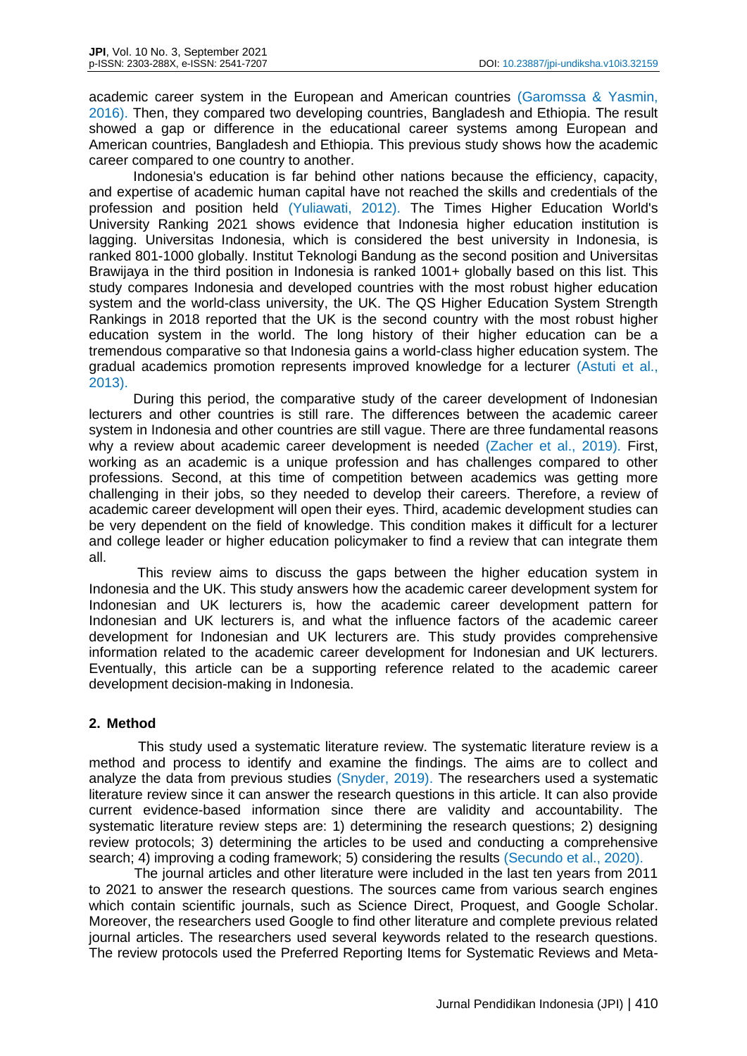academic career system in the European and American countries (Garomssa & Yasmin, 2016). Then, they compared two developing countries, Bangladesh and Ethiopia. The result showed a gap or difference in the educational career systems among European and American countries, Bangladesh and Ethiopia. This previous study shows how the academic career compared to one country to another.

Indonesia's education is far behind other nations because the efficiency, capacity, and expertise of academic human capital have not reached the skills and credentials of the profession and position held (Yuliawati, 2012). The Times Higher Education World's University Ranking 2021 shows evidence that Indonesia higher education institution is lagging. Universitas Indonesia, which is considered the best university in Indonesia, is ranked 801-1000 globally. Institut Teknologi Bandung as the second position and Universitas Brawijaya in the third position in Indonesia is ranked 1001+ globally based on this list. This study compares Indonesia and developed countries with the most robust higher education system and the world-class university, the UK. The QS Higher Education System Strength Rankings in 2018 reported that the UK is the second country with the most robust higher education system in the world. The long history of their higher education can be a tremendous comparative so that Indonesia gains a world-class higher education system. The gradual academics promotion represents improved knowledge for a lecturer (Astuti et al., 2013).

During this period, the comparative study of the career development of Indonesian lecturers and other countries is still rare. The differences between the academic career system in Indonesia and other countries are still vague. There are three fundamental reasons why a review about academic career development is needed (Zacher et al., 2019). First, working as an academic is a unique profession and has challenges compared to other professions. Second, at this time of competition between academics was getting more challenging in their jobs, so they needed to develop their careers. Therefore, a review of academic career development will open their eyes. Third, academic development studies can be very dependent on the field of knowledge. This condition makes it difficult for a lecturer and college leader or higher education policymaker to find a review that can integrate them all.

This review aims to discuss the gaps between the higher education system in Indonesia and the UK. This study answers how the academic career development system for Indonesian and UK lecturers is, how the academic career development pattern for Indonesian and UK lecturers is, and what the influence factors of the academic career development for Indonesian and UK lecturers are. This study provides comprehensive information related to the academic career development for Indonesian and UK lecturers. Eventually, this article can be a supporting reference related to the academic career development decision-making in Indonesia.

## 2. Method

This study used a systematic literature review. The systematic literature review is a method and process to identify and examine the findings. The aims are to collect and analyze the data from previous studies (Snyder, 2019). The researchers used a systematic literature review since it can answer the research questions in this article. It can also provide current evidence-based information since there are validity and accountability. The systematic literature review steps are: 1) determining the research questions; 2) designing review protocols; 3) determining the articles to be used and conducting a comprehensive search; 4) improving a coding framework; 5) considering the results (Secundo et al., 2020).

The journal articles and other literature were included in the last ten years from 2011 to 2021 to answer the research questions. The sources came from various search engines which contain scientific journals, such as Science Direct, Proquest, and Google Scholar. Moreover, the researchers used Google to find other literature and complete previous related journal articles. The researchers used several keywords related to the research questions. The review protocols used the Preferred Reporting Items for Systematic Reviews and Meta-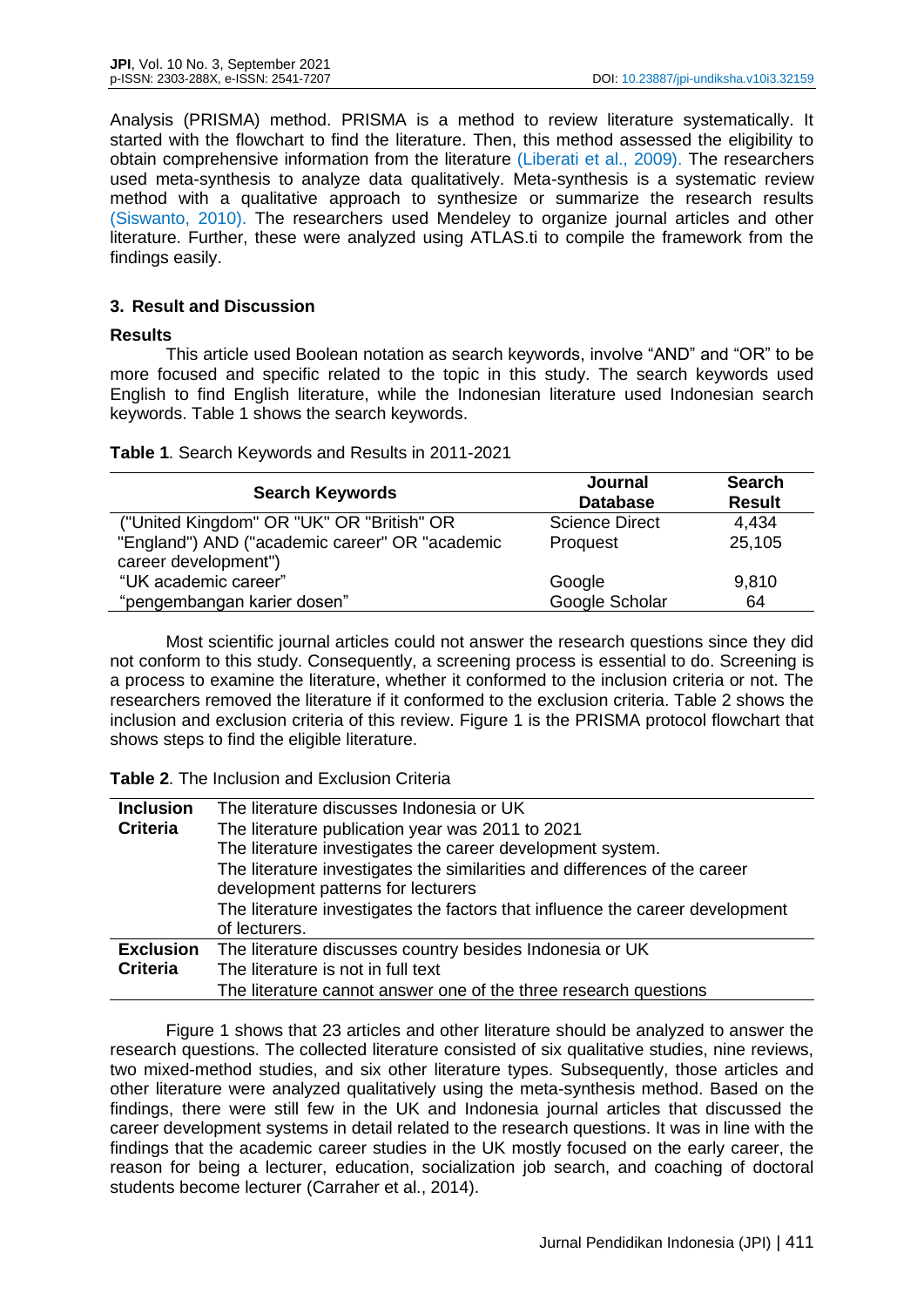Analysis (PRISMA) method. PRISMA is a method to review literature systematically. It started with the flowchart to find the literature. Then, this method assessed the eligibility to obtain comprehensive information from the literature (Liberati et al., 2009). The researchers used meta-synthesis to analyze data qualitatively. Meta-synthesis is a systematic review method with a qualitative approach to synthesize or summarize the research results (Siswanto, 2010). The researchers used Mendeley to organize journal articles and other literature. Further, these were analyzed using ATLAS.ti to compile the framework from the findings easily.

## 3. Result and Discussion

### Results

This article used Boolean notation as search keywords, involve "AND" and "OR" to be more focused and specific related to the topic in this study. The search keywords used English to find English literature, while the Indonesian literature used Indonesian search keywords. Table 1 shows the search keywords.

**Table 1**. Search Keywords and Results in 2011-2021

| Search Keywords | Journal Database | Search Result |
|---|---|---|
| ("United Kingdom" OR "UK" OR "British" OR "England") AND ("academic career" OR "academic career development") | Science Direct<br>Proquest | 4,434<br>25,105 |
| "UK academic career" | Google | 9,810 |
| "pengembangan karier dosen" | Google Scholar | 64 |

Most scientific journal articles could not answer the research questions since they did not conform to this study. Consequently, a screening process is essential to do. Screening is a process to examine the literature, whether it conformed to the inclusion criteria or not. The researchers removed the literature if it conformed to the exclusion criteria. Table 2 shows the inclusion and exclusion criteria of this review. Figure 1 is the PRISMA protocol flowchart that shows steps to find the eligible literature.

**Table 2**. The Inclusion and Exclusion Criteria

| | |
|---|---|
| **Inclusion Criteria** | The literature discusses Indonesia or UK |
| | The literature publication year was 2011 to 2021 |
| | The literature investigates the career development system. |
| | The literature investigates the similarities and differences of the career development patterns for lecturers |
| | The literature investigates the factors that influence the career development of lecturers. |
| **Exclusion Criteria** | The literature discusses country besides Indonesia or UK |
| | The literature is not in full text |
| | The literature cannot answer one of the three research questions |

Figure 1 shows that 23 articles and other literature should be analyzed to answer the research questions. The collected literature consisted of six qualitative studies, nine reviews, two mixed-method studies, and six other literature types. Subsequently, those articles and other literature were analyzed qualitatively using the meta-synthesis method. Based on the findings, there were still few in the UK and Indonesia journal articles that discussed the career development systems in detail related to the research questions. It was in line with the findings that the academic career studies in the UK mostly focused on the early career, the reason for being a lecturer, education, socialization job search, and coaching of doctoral students become lecturer (Carraher et al., 2014).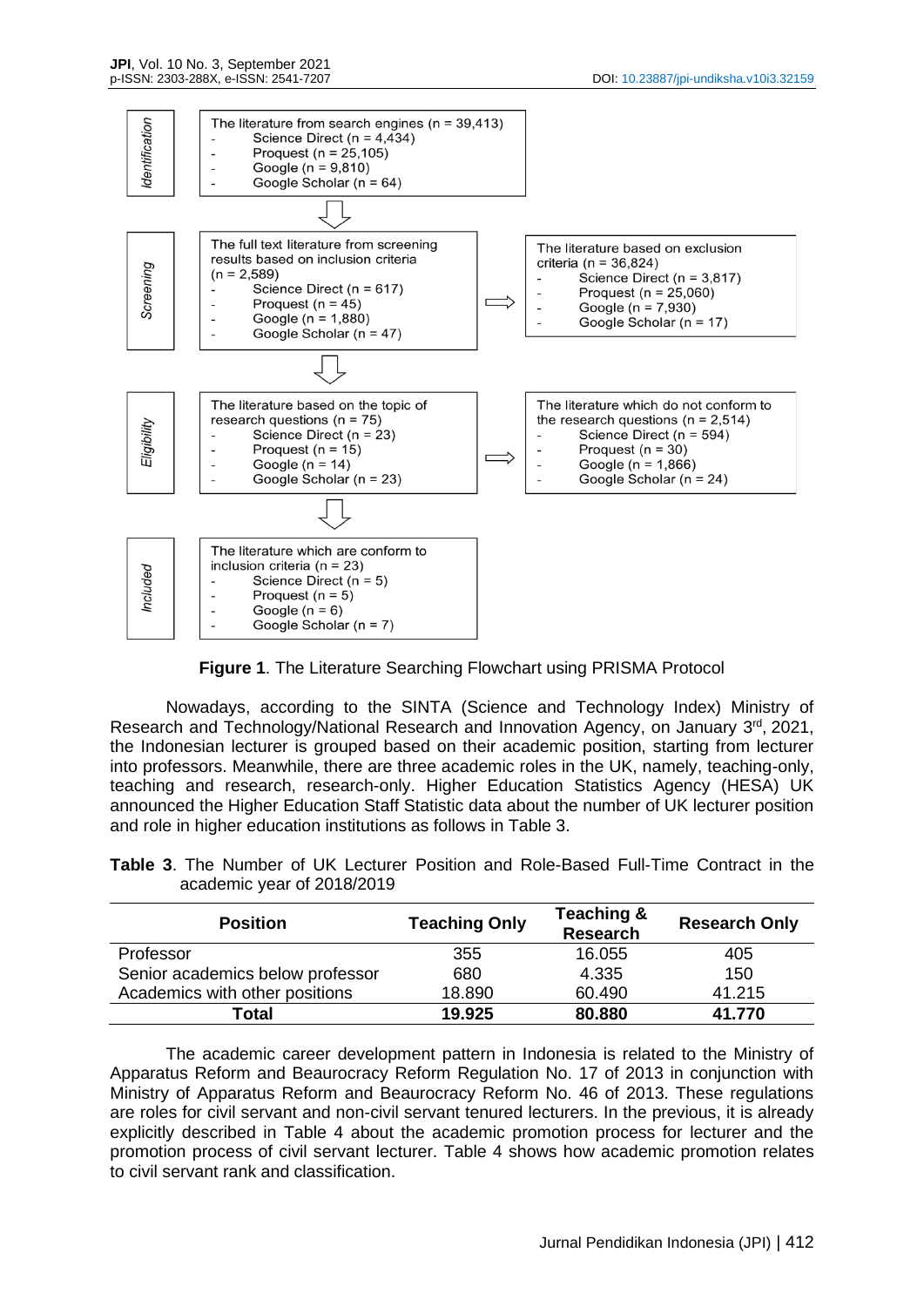| | |
|---|---|
| *Identification* | The literature from search engines (n = 39,413)<br>- Science Direct (n = 4,434)<br>- Proquest (n = 25,105)<br>- Google (n = 9,810)<br>- Google Scholar (n = 64) |
| *Screening* | The full text literature from screening results based on inclusion criteria (n = 2,589)<br>- Science Direct (n = 617)<br>- Proquest (n = 45)<br>- Google (n = 1,880)<br>- Google Scholar (n = 47)<br><br>⇒ The literature based on exclusion criteria (n = 36,824)<br>- Science Direct (n = 3,817)<br>- Proquest (n = 25,060)<br>- Google (n = 7,930)<br>- Google Scholar (n = 17) |
| *Eligibility* | The literature based on the topic of research questions (n = 75)<br>- Science Direct (n = 23)<br>- Proquest (n = 15)<br>- Google (n = 14)<br>- Google Scholar (n = 23)<br><br>⇒ The literature which do not conform to the research questions (n = 2,514)<br>- Science Direct (n = 594)<br>- Proquest (n = 30)<br>- Google (n = 1,866)<br>- Google Scholar (n = 24) |
| *Included* | The literature which are conform to inclusion criteria (n = 23)<br>- Science Direct (n = 5)<br>- Proquest (n = 5)<br>- Google (n = 6)<br>- Google Scholar (n = 7) |

**Figure 1**. The Literature Searching Flowchart using PRISMA Protocol

Nowadays, according to the SINTA (Science and Technology Index) Ministry of Research and Technology/National Research and Innovation Agency, on January 3rd, 2021, the Indonesian lecturer is grouped based on their academic position, starting from lecturer into professors. Meanwhile, there are three academic roles in the UK, namely, teaching-only, teaching and research, research-only. Higher Education Statistics Agency (HESA) UK announced the Higher Education Staff Statistic data about the number of UK lecturer position and role in higher education institutions as follows in Table 3.

**Table 3**. The Number of UK Lecturer Position and Role-Based Full-Time Contract in the academic year of 2018/2019

| Position | Teaching Only | Teaching & Research | Research Only |
|---|---|---|---|
| Professor | 355 | 16.055 | 405 |
| Senior academics below professor | 680 | 4.335 | 150 |
| Academics with other positions | 18.890 | 60.490 | 41.215 |
| **Total** | **19.925** | **80.880** | **41.770** |

The academic career development pattern in Indonesia is related to the Ministry of Apparatus Reform and Beaurocracy Reform Regulation No. 17 of 2013 in conjunction with Ministry of Apparatus Reform and Beaurocracy Reform No. 46 of 2013. These regulations are roles for civil servant and non-civil servant tenured lecturers. In the previous, it is already explicitly described in Table 4 about the academic promotion process for lecturer and the promotion process of civil servant lecturer. Table 4 shows how academic promotion relates to civil servant rank and classification.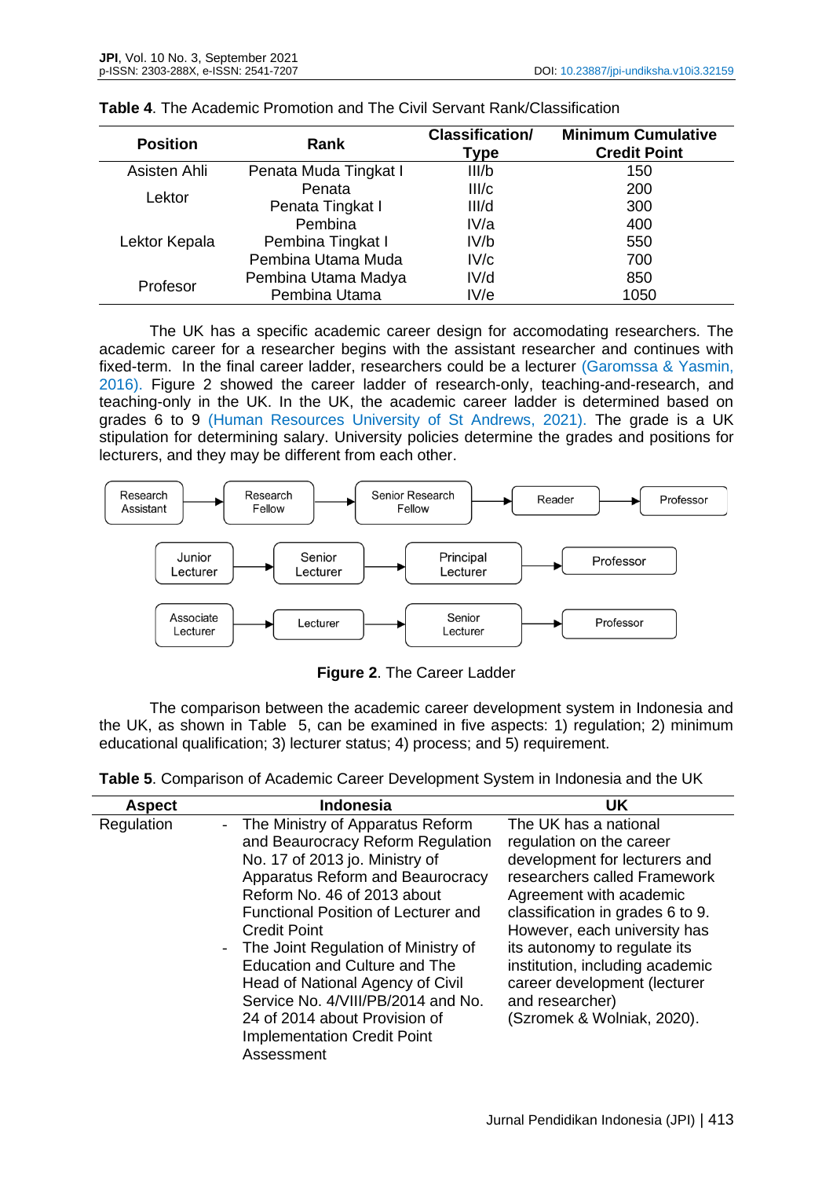**Table 4**. The Academic Promotion and The Civil Servant Rank/Classification

| Position | Rank | Classification/ Type | Minimum Cumulative Credit Point |
|---|---|---|---|
| Asisten Ahli | Penata Muda Tingkat I | III/b | 150 |
| Lektor | Penata | III/c | 200 |
| | Penata Tingkat I | III/d | 300 |
| Lektor Kepala | Pembina | IV/a | 400 |
| | Pembina Tingkat I | IV/b | 550 |
| | Pembina Utama Muda | IV/c | 700 |
| Profesor | Pembina Utama Madya | IV/d | 850 |
| | Pembina Utama | IV/e | 1050 |

The UK has a specific academic career design for accomodating researchers. The academic career for a researcher begins with the assistant researcher and continues with fixed-term. In the final career ladder, researchers could be a lecturer (Garomssa & Yasmin, 2016). Figure 2 showed the career ladder of research-only, teaching-and-research, and teaching-only in the UK. In the UK, the academic career ladder is determined based on grades 6 to 9 (Human Resources University of St Andrews, 2021). The grade is a UK stipulation for determining salary. University policies determine the grades and positions for lecturers, and they may be different from each other.

Research Assistant → Research Fellow → Senior Research Fellow → Reader → Professor

Junior Lecturer → Senior Lecturer → Principal Lecturer → Professor

Associate Lecturer → Lecturer → Senior Lecturer → Professor

**Figure 2**. The Career Ladder

The comparison between the academic career development system in Indonesia and the UK, as shown in Table 5, can be examined in five aspects: 1) regulation; 2) minimum educational qualification; 3) lecturer status; 4) process; and 5) requirement.

**Table 5**. Comparison of Academic Career Development System in Indonesia and the UK

| Aspect | Indonesia | UK |
|---|---|---|
| Regulation | - The Ministry of Apparatus Reform and Beaurocracy Reform Regulation No. 17 of 2013 jo. Ministry of Apparatus Reform and Beaurocracy Reform No. 46 of 2013 about Functional Position of Lecturer and Credit Point<br>- The Joint Regulation of Ministry of Education and Culture and The Head of National Agency of Civil Service No. 4/VIII/PB/2014 and No. 24 of 2014 about Provision of Implementation Credit Point Assessment | The UK has a national regulation on the career development for lecturers and researchers called Framework Agreement with academic classification in grades 6 to 9. However, each university has its autonomy to regulate its institution, including academic career development (lecturer and researcher) (Szromek & Wolniak, 2020). |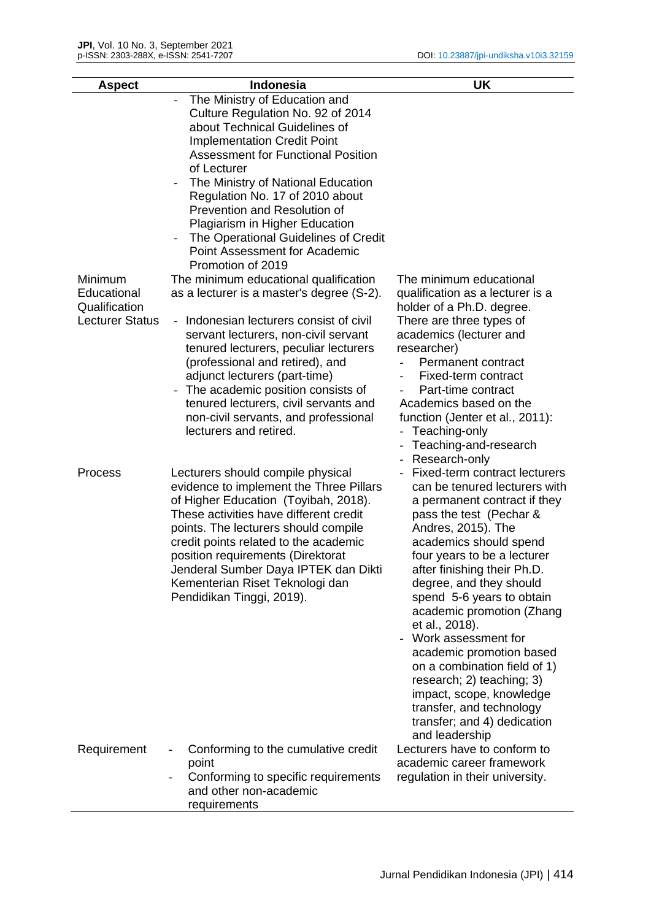| Aspect | Indonesia | UK |
|---|---|---|
| | - The Ministry of Education and Culture Regulation No. 92 of 2014 about Technical Guidelines of Implementation Credit Point Assessment for Functional Position of Lecturer<br>- The Ministry of National Education Regulation No. 17 of 2010 about Prevention and Resolution of Plagiarism in Higher Education<br>- The Operational Guidelines of Credit Point Assessment for Academic Promotion of 2019 | |
| Minimum Educational Qualification | The minimum educational qualification as a lecturer is a master's degree (S-2). | The minimum educational qualification as a lecturer is a holder of a Ph.D. degree. |
| Lecturer Status | - Indonesian lecturers consist of civil servant lecturers, non-civil servant tenured lecturers, peculiar lecturers (professional and retired), and adjunct lecturers (part-time)<br>- The academic position consists of tenured lecturers, civil servants and non-civil servants, and professional lecturers and retired. | There are three types of academics (lecturer and researcher)<br>- Permanent contract<br>- Fixed-term contract<br>- Part-time contract<br>Academics based on the function (Jenter et al., 2011):<br>- Teaching-only<br>- Teaching-and-research<br>- Research-only |
| Process | Lecturers should compile physical evidence to implement the Three Pillars of Higher Education (Toyibah, 2018). These activities have different credit points. The lecturers should compile credit points related to the academic position requirements (Direktorat Jenderal Sumber Daya IPTEK dan Dikti Kementerian Riset Teknologi dan Pendidikan Tinggi, 2019). | - Fixed-term contract lecturers can be tenured lecturers with a permanent contract if they pass the test (Pechar & Andres, 2015). The academics should spend four years to be a lecturer after finishing their Ph.D. degree, and they should spend 5-6 years to obtain academic promotion (Zhang et al., 2018).<br>- Work assessment for academic promotion based on a combination field of 1) research; 2) teaching; 3) impact, scope, knowledge transfer, and technology transfer; and 4) dedication and leadership |
| Requirement | - Conforming to the cumulative credit point<br>- Conforming to specific requirements and other non-academic requirements | Lecturers have to conform to academic career framework regulation in their university. |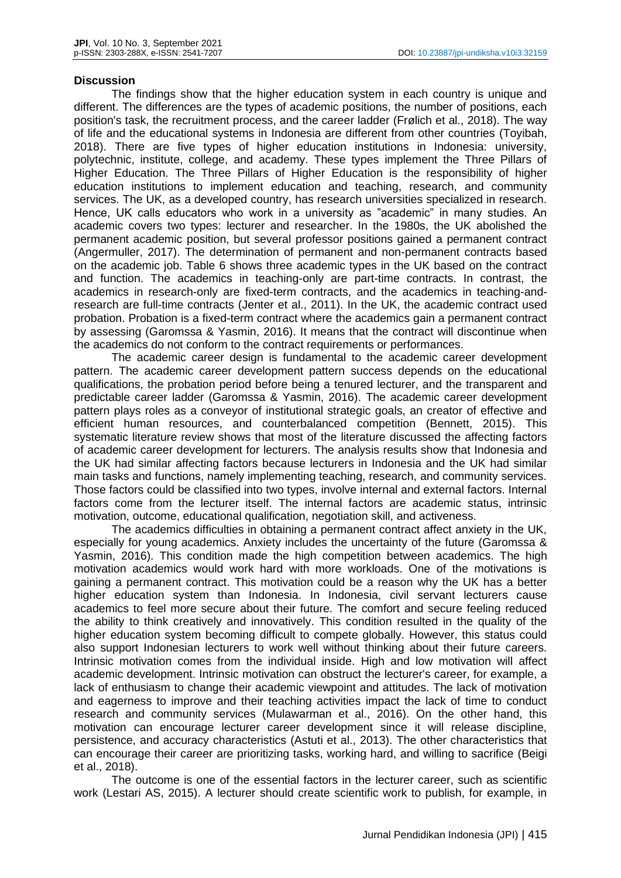## Discussion

The findings show that the higher education system in each country is unique and different. The differences are the types of academic positions, the number of positions, each position's task, the recruitment process, and the career ladder (Frølich et al., 2018). The way of life and the educational systems in Indonesia are different from other countries (Toyibah, 2018). There are five types of higher education institutions in Indonesia: university, polytechnic, institute, college, and academy. These types implement the Three Pillars of Higher Education. The Three Pillars of Higher Education is the responsibility of higher education institutions to implement education and teaching, research, and community services. The UK, as a developed country, has research universities specialized in research. Hence, UK calls educators who work in a university as "academic" in many studies. An academic covers two types: lecturer and researcher. In the 1980s, the UK abolished the permanent academic position, but several professor positions gained a permanent contract (Angermuller, 2017). The determination of permanent and non-permanent contracts based on the academic job. Table 6 shows three academic types in the UK based on the contract and function. The academics in teaching-only are part-time contracts. In contrast, the academics in research-only are fixed-term contracts, and the academics in teaching-and-research are full-time contracts (Jenter et al., 2011). In the UK, the academic contract used probation. Probation is a fixed-term contract where the academics gain a permanent contract by assessing (Garomssa & Yasmin, 2016). It means that the contract will discontinue when the academics do not conform to the contract requirements or performances.

The academic career design is fundamental to the academic career development pattern. The academic career development pattern success depends on the educational qualifications, the probation period before being a tenured lecturer, and the transparent and predictable career ladder (Garomssa & Yasmin, 2016). The academic career development pattern plays roles as a conveyor of institutional strategic goals, an creator of effective and efficient human resources, and counterbalanced competition (Bennett, 2015). This systematic literature review shows that most of the literature discussed the affecting factors of academic career development for lecturers. The analysis results show that Indonesia and the UK had similar affecting factors because lecturers in Indonesia and the UK had similar main tasks and functions, namely implementing teaching, research, and community services. Those factors could be classified into two types, involve internal and external factors. Internal factors come from the lecturer itself. The internal factors are academic status, intrinsic motivation, outcome, educational qualification, negotiation skill, and activeness.

The academics difficulties in obtaining a permanent contract affect anxiety in the UK, especially for young academics. Anxiety includes the uncertainty of the future (Garomssa & Yasmin, 2016). This condition made the high competition between academics. The high motivation academics would work hard with more workloads. One of the motivations is gaining a permanent contract. This motivation could be a reason why the UK has a better higher education system than Indonesia. In Indonesia, civil servant lecturers cause academics to feel more secure about their future. The comfort and secure feeling reduced the ability to think creatively and innovatively. This condition resulted in the quality of the higher education system becoming difficult to compete globally. However, this status could also support Indonesian lecturers to work well without thinking about their future careers. Intrinsic motivation comes from the individual inside. High and low motivation will affect academic development. Intrinsic motivation can obstruct the lecturer's career, for example, a lack of enthusiasm to change their academic viewpoint and attitudes. The lack of motivation and eagerness to improve and their teaching activities impact the lack of time to conduct research and community services (Mulawarman et al., 2016). On the other hand, this motivation can encourage lecturer career development since it will release discipline, persistence, and accuracy characteristics (Astuti et al., 2013). The other characteristics that can encourage their career are prioritizing tasks, working hard, and willing to sacrifice (Beigi et al., 2018).

The outcome is one of the essential factors in the lecturer career, such as scientific work (Lestari AS, 2015). A lecturer should create scientific work to publish, for example, in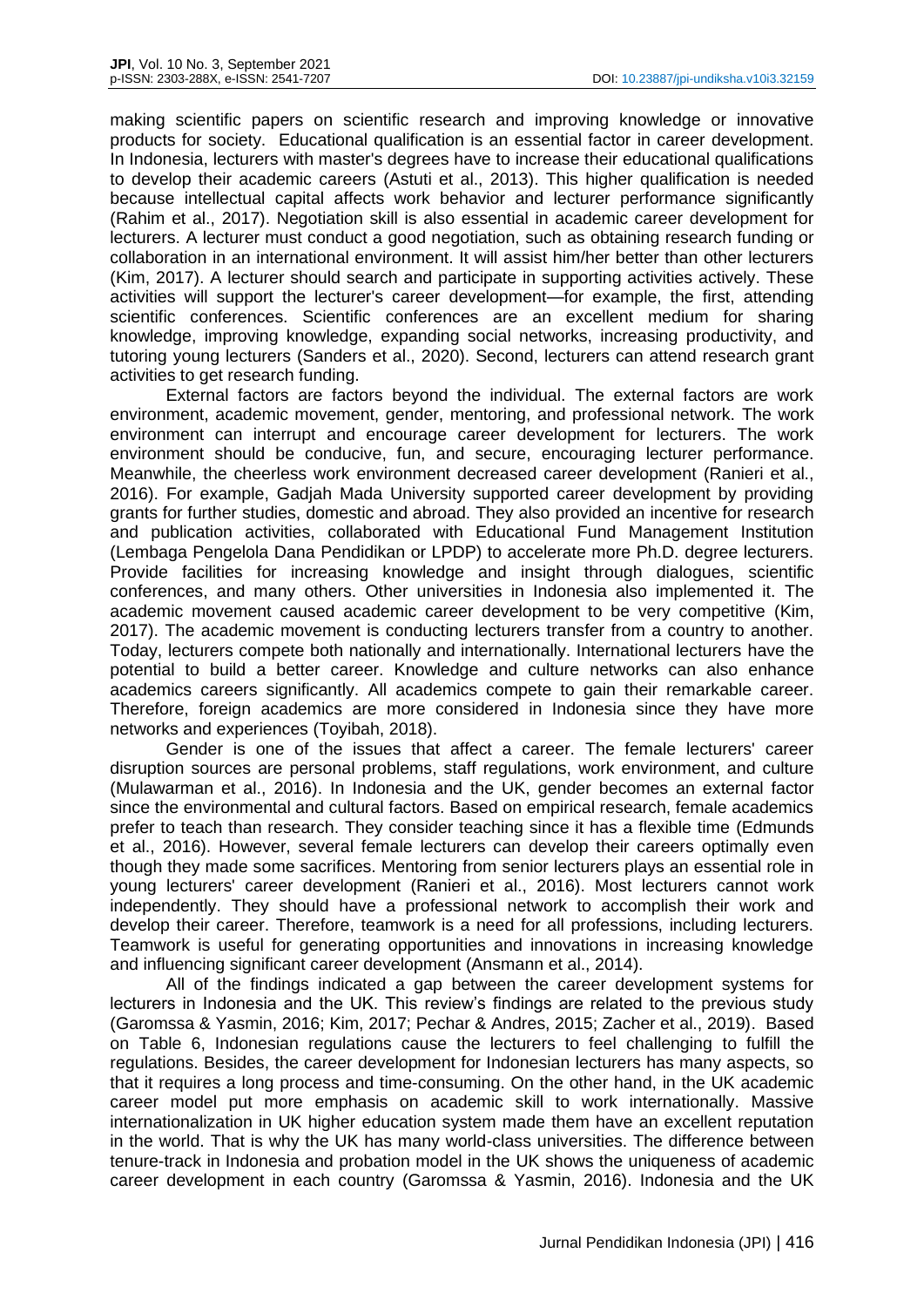making scientific papers on scientific research and improving knowledge or innovative products for society. Educational qualification is an essential factor in career development. In Indonesia, lecturers with master's degrees have to increase their educational qualifications to develop their academic careers (Astuti et al., 2013). This higher qualification is needed because intellectual capital affects work behavior and lecturer performance significantly (Rahim et al., 2017). Negotiation skill is also essential in academic career development for lecturers. A lecturer must conduct a good negotiation, such as obtaining research funding or collaboration in an international environment. It will assist him/her better than other lecturers (Kim, 2017). A lecturer should search and participate in supporting activities actively. These activities will support the lecturer's career development—for example, the first, attending scientific conferences. Scientific conferences are an excellent medium for sharing knowledge, improving knowledge, expanding social networks, increasing productivity, and tutoring young lecturers (Sanders et al., 2020). Second, lecturers can attend research grant activities to get research funding.

External factors are factors beyond the individual. The external factors are work environment, academic movement, gender, mentoring, and professional network. The work environment can interrupt and encourage career development for lecturers. The work environment should be conducive, fun, and secure, encouraging lecturer performance. Meanwhile, the cheerless work environment decreased career development (Ranieri et al., 2016). For example, Gadjah Mada University supported career development by providing grants for further studies, domestic and abroad. They also provided an incentive for research and publication activities, collaborated with Educational Fund Management Institution (Lembaga Pengelola Dana Pendidikan or LPDP) to accelerate more Ph.D. degree lecturers. Provide facilities for increasing knowledge and insight through dialogues, scientific conferences, and many others. Other universities in Indonesia also implemented it. The academic movement caused academic career development to be very competitive (Kim, 2017). The academic movement is conducting lecturers transfer from a country to another. Today, lecturers compete both nationally and internationally. International lecturers have the potential to build a better career. Knowledge and culture networks can also enhance academics careers significantly. All academics compete to gain their remarkable career. Therefore, foreign academics are more considered in Indonesia since they have more networks and experiences (Toyibah, 2018).

Gender is one of the issues that affect a career. The female lecturers' career disruption sources are personal problems, staff regulations, work environment, and culture (Mulawarman et al., 2016). In Indonesia and the UK, gender becomes an external factor since the environmental and cultural factors. Based on empirical research, female academics prefer to teach than research. They consider teaching since it has a flexible time (Edmunds et al., 2016). However, several female lecturers can develop their careers optimally even though they made some sacrifices. Mentoring from senior lecturers plays an essential role in young lecturers' career development (Ranieri et al., 2016). Most lecturers cannot work independently. They should have a professional network to accomplish their work and develop their career. Therefore, teamwork is a need for all professions, including lecturers. Teamwork is useful for generating opportunities and innovations in increasing knowledge and influencing significant career development (Ansmann et al., 2014).

All of the findings indicated a gap between the career development systems for lecturers in Indonesia and the UK. This review's findings are related to the previous study (Garomssa & Yasmin, 2016; Kim, 2017; Pechar & Andres, 2015; Zacher et al., 2019). Based on Table 6, Indonesian regulations cause the lecturers to feel challenging to fulfill the regulations. Besides, the career development for Indonesian lecturers has many aspects, so that it requires a long process and time-consuming. On the other hand, in the UK academic career model put more emphasis on academic skill to work internationally. Massive internationalization in UK higher education system made them have an excellent reputation in the world. That is why the UK has many world-class universities. The difference between tenure-track in Indonesia and probation model in the UK shows the uniqueness of academic career development in each country (Garomssa & Yasmin, 2016). Indonesia and the UK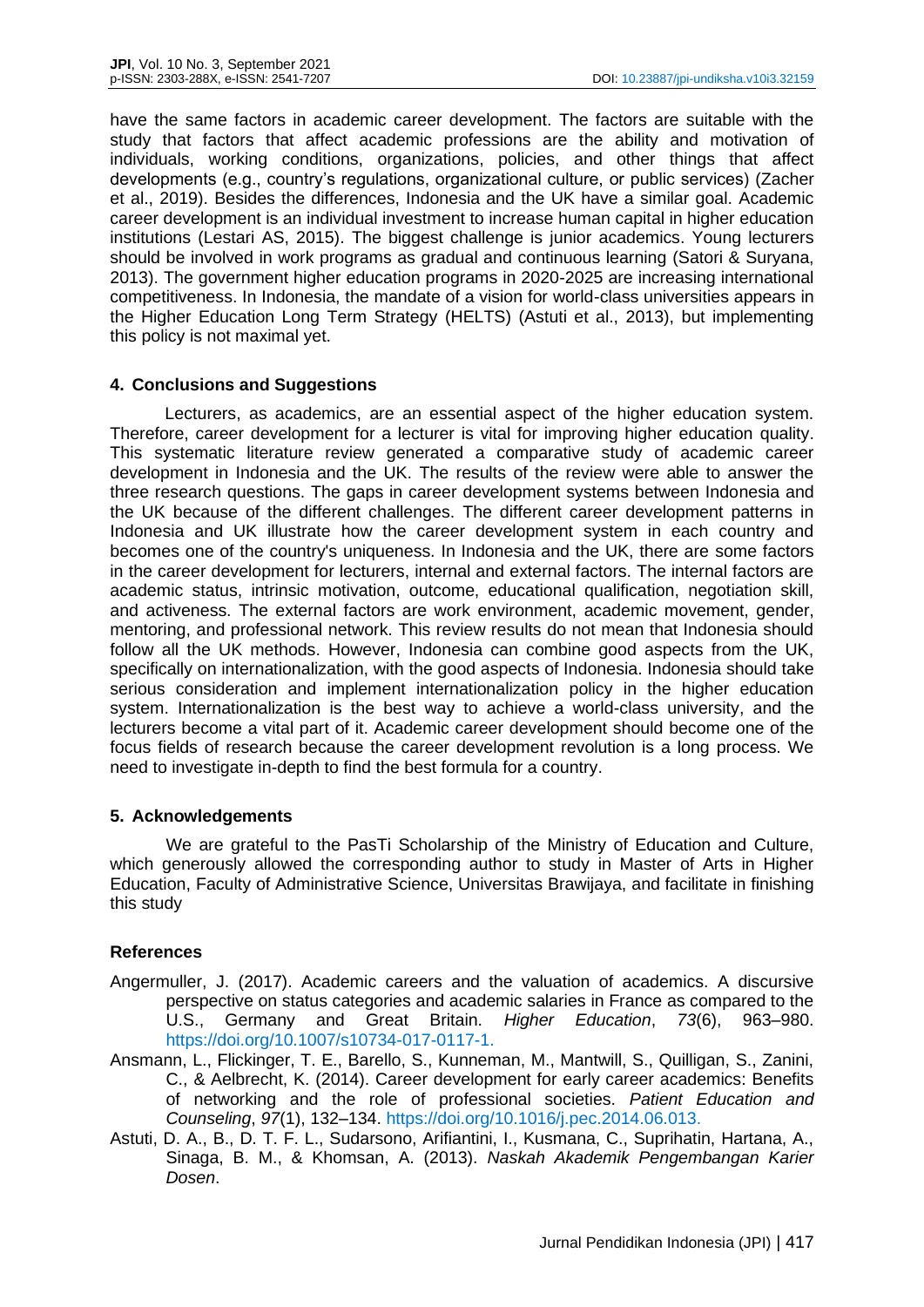have the same factors in academic career development. The factors are suitable with the study that factors that affect academic professions are the ability and motivation of individuals, working conditions, organizations, policies, and other things that affect developments (e.g., country's regulations, organizational culture, or public services) (Zacher et al., 2019). Besides the differences, Indonesia and the UK have a similar goal. Academic career development is an individual investment to increase human capital in higher education institutions (Lestari AS, 2015). The biggest challenge is junior academics. Young lecturers should be involved in work programs as gradual and continuous learning (Satori & Suryana, 2013). The government higher education programs in 2020-2025 are increasing international competitiveness. In Indonesia, the mandate of a vision for world-class universities appears in the Higher Education Long Term Strategy (HELTS) (Astuti et al., 2013), but implementing this policy is not maximal yet.

## 4. Conclusions and Suggestions

Lecturers, as academics, are an essential aspect of the higher education system. Therefore, career development for a lecturer is vital for improving higher education quality. This systematic literature review generated a comparative study of academic career development in Indonesia and the UK. The results of the review were able to answer the three research questions. The gaps in career development systems between Indonesia and the UK because of the different challenges. The different career development patterns in Indonesia and UK illustrate how the career development system in each country and becomes one of the country's uniqueness. In Indonesia and the UK, there are some factors in the career development for lecturers, internal and external factors. The internal factors are academic status, intrinsic motivation, outcome, educational qualification, negotiation skill, and activeness. The external factors are work environment, academic movement, gender, mentoring, and professional network. This review results do not mean that Indonesia should follow all the UK methods. However, Indonesia can combine good aspects from the UK, specifically on internationalization, with the good aspects of Indonesia. Indonesia should take serious consideration and implement internationalization policy in the higher education system. Internationalization is the best way to achieve a world-class university, and the lecturers become a vital part of it. Academic career development should become one of the focus fields of research because the career development revolution is a long process. We need to investigate in-depth to find the best formula for a country.

## 5. Acknowledgements

We are grateful to the PasTi Scholarship of the Ministry of Education and Culture, which generously allowed the corresponding author to study in Master of Arts in Higher Education, Faculty of Administrative Science, Universitas Brawijaya, and facilitate in finishing this study

## References

Angermuller, J. (2017). Academic careers and the valuation of academics. A discursive perspective on status categories and academic salaries in France as compared to the U.S., Germany and Great Britain. *Higher Education*, *73*(6), 963–980. https://doi.org/10.1007/s10734-017-0117-1.

Ansmann, L., Flickinger, T. E., Barello, S., Kunneman, M., Mantwill, S., Quilligan, S., Zanini, C., & Aelbrecht, K. (2014). Career development for early career academics: Benefits of networking and the role of professional societies. *Patient Education and Counseling*, *97*(1), 132–134. https://doi.org/10.1016/j.pec.2014.06.013.

Astuti, D. A., B., D. T. F. L., Sudarsono, Arifiantini, I., Kusmana, C., Suprihatin, Hartana, A., Sinaga, B. M., & Khomsan, A. (2013). *Naskah Akademik Pengembangan Karier Dosen*.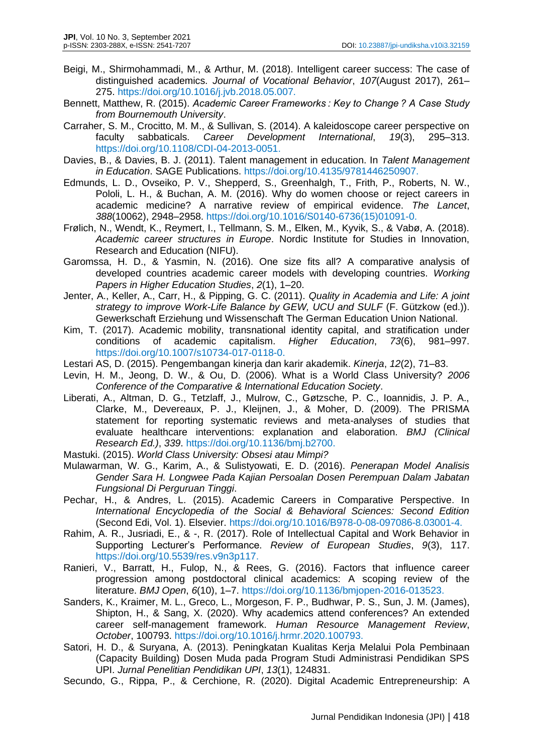Beigi, M., Shirmohammadi, M., & Arthur, M. (2018). Intelligent career success: The case of distinguished academics. *Journal of Vocational Behavior*, *107*(August 2017), 261–275. https://doi.org/10.1016/j.jvb.2018.05.007.

Bennett, Matthew, R. (2015). *Academic Career Frameworks : Key to Change ? A Case Study from Bournemouth University*.

Carraher, S. M., Crocitto, M. M., & Sullivan, S. (2014). A kaleidoscope career perspective on faculty sabbaticals. *Career Development International*, *19*(3), 295–313. https://doi.org/10.1108/CDI-04-2013-0051.

Davies, B., & Davies, B. J. (2011). Talent management in education. In *Talent Management in Education*. SAGE Publications. https://doi.org/10.4135/9781446250907.

Edmunds, L. D., Ovseiko, P. V., Shepperd, S., Greenhalgh, T., Frith, P., Roberts, N. W., Pololi, L. H., & Buchan, A. M. (2016). Why do women choose or reject careers in academic medicine? A narrative review of empirical evidence. *The Lancet*, *388*(10062), 2948–2958. https://doi.org/10.1016/S0140-6736(15)01091-0.

Frølich, N., Wendt, K., Reymert, I., Tellmann, S. M., Elken, M., Kyvik, S., & Vabø, A. (2018). *Academic career structures in Europe*. Nordic Institute for Studies in Innovation, Research and Education (NIFU).

Garomssa, H. D., & Yasmin, N. (2016). One size fits all? A comparative analysis of developed countries academic career models with developing countries. *Working Papers in Higher Education Studies*, *2*(1), 1–20.

Jenter, A., Keller, A., Carr, H., & Pipping, G. C. (2011). *Quality in Academia and Life: A joint strategy to improve Work-Life Balance by GEW, UCU and SULF* (F. Gützkow (ed.)). Gewerkschaft Erziehung und Wissenschaft The German Education Union National.

Kim, T. (2017). Academic mobility, transnational identity capital, and stratification under conditions of academic capitalism. *Higher Education*, *73*(6), 981–997. https://doi.org/10.1007/s10734-017-0118-0.

Lestari AS, D. (2015). Pengembangan kinerja dan karir akademik. *Kinerja*, *12*(2), 71–83.

Levin, H. M., Jeong, D. W., & Ou, D. (2006). What is a World Class University? *2006 Conference of the Comparative & International Education Society*.

Liberati, A., Altman, D. G., Tetzlaff, J., Mulrow, C., Gøtzsche, P. C., Ioannidis, J. P. A., Clarke, M., Devereaux, P. J., Kleijnen, J., & Moher, D. (2009). The PRISMA statement for reporting systematic reviews and meta-analyses of studies that evaluate healthcare interventions: explanation and elaboration. *BMJ (Clinical Research Ed.)*, *339*. https://doi.org/10.1136/bmj.b2700.

Mastuki. (2015). *World Class University: Obsesi atau Mimpi?*

Mulawarman, W. G., Karim, A., & Sulistyowati, E. D. (2016). *Penerapan Model Analisis Gender Sara H. Longwee Pada Kajian Persoalan Dosen Perempuan Dalam Jabatan Fungsional Di Perguruan Tinggi*.

Pechar, H., & Andres, L. (2015). Academic Careers in Comparative Perspective. In *International Encyclopedia of the Social & Behavioral Sciences: Second Edition* (Second Edi, Vol. 1). Elsevier. https://doi.org/10.1016/B978-0-08-097086-8.03001-4.

Rahim, A. R., Jusriadi, E., & -, R. (2017). Role of Intellectual Capital and Work Behavior in Supporting Lecturer's Performance. *Review of European Studies*, *9*(3), 117. https://doi.org/10.5539/res.v9n3p117.

Ranieri, V., Barratt, H., Fulop, N., & Rees, G. (2016). Factors that influence career progression among postdoctoral clinical academics: A scoping review of the literature. *BMJ Open*, *6*(10), 1–7. https://doi.org/10.1136/bmjopen-2016-013523.

Sanders, K., Kraimer, M. L., Greco, L., Morgeson, F. P., Budhwar, P. S., Sun, J. M. (James), Shipton, H., & Sang, X. (2020). Why academics attend conferences? An extended career self-management framework. *Human Resource Management Review*, *October*, 100793. https://doi.org/10.1016/j.hrmr.2020.100793.

Satori, H. D., & Suryana, A. (2013). Peningkatan Kualitas Kerja Melalui Pola Pembinaan (Capacity Building) Dosen Muda pada Program Studi Administrasi Pendidikan SPS UPI. *Jurnal Penelitian Pendidikan UPI*, *13*(1), 124831.

Secundo, G., Rippa, P., & Cerchione, R. (2020). Digital Academic Entrepreneurship: A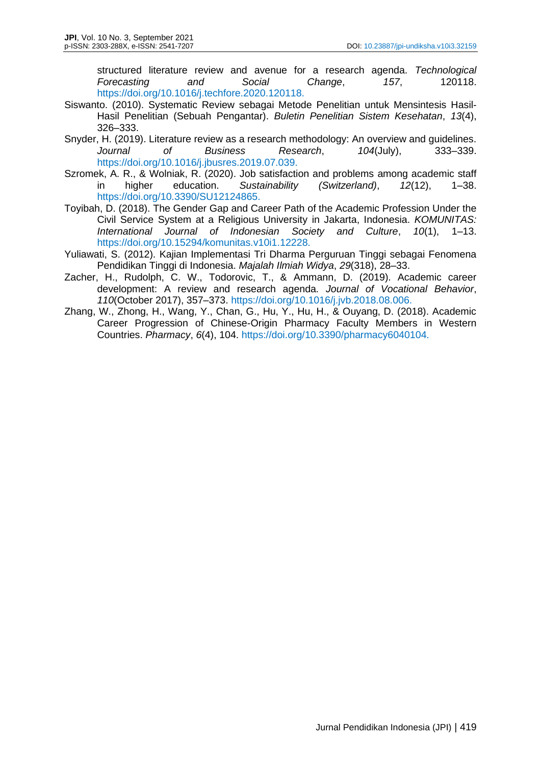structured literature review and avenue for a research agenda. *Technological Forecasting and Social Change*, *157*, 120118. https://doi.org/10.1016/j.techfore.2020.120118.

Siswanto. (2010). Systematic Review sebagai Metode Penelitian untuk Mensintesis Hasil-Hasil Penelitian (Sebuah Pengantar). *Buletin Penelitian Sistem Kesehatan*, *13*(4), 326–333.

Snyder, H. (2019). Literature review as a research methodology: An overview and guidelines. *Journal of Business Research*, *104*(July), 333–339. https://doi.org/10.1016/j.jbusres.2019.07.039.

Szromek, A. R., & Wolniak, R. (2020). Job satisfaction and problems among academic staff in higher education. *Sustainability (Switzerland)*, *12*(12), 1–38. https://doi.org/10.3390/SU12124865.

Toyibah, D. (2018). The Gender Gap and Career Path of the Academic Profession Under the Civil Service System at a Religious University in Jakarta, Indonesia. *KOMUNITAS: International Journal of Indonesian Society and Culture*, *10*(1), 1–13. https://doi.org/10.15294/komunitas.v10i1.12228.

Yuliawati, S. (2012). Kajian Implementasi Tri Dharma Perguruan Tinggi sebagai Fenomena Pendidikan Tinggi di Indonesia. *Majalah Ilmiah Widya*, *29*(318), 28–33.

Zacher, H., Rudolph, C. W., Todorovic, T., & Ammann, D. (2019). Academic career development: A review and research agenda. *Journal of Vocational Behavior*, *110*(October 2017), 357–373. https://doi.org/10.1016/j.jvb.2018.08.006.

Zhang, W., Zhong, H., Wang, Y., Chan, G., Hu, Y., Hu, H., & Ouyang, D. (2018). Academic Career Progression of Chinese-Origin Pharmacy Faculty Members in Western Countries. *Pharmacy*, *6*(4), 104. https://doi.org/10.3390/pharmacy6040104.